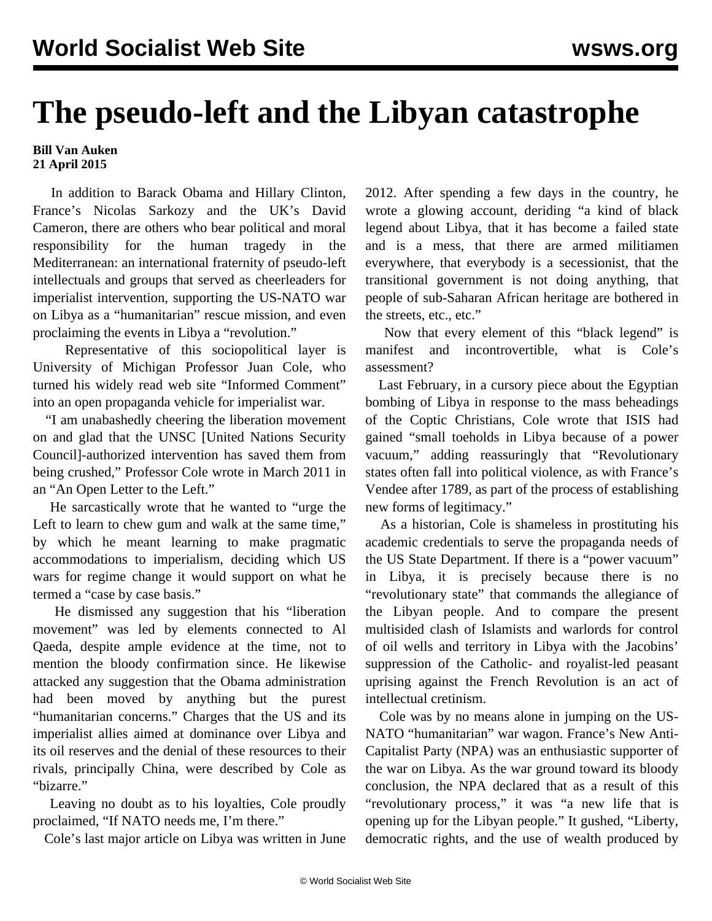# The pseudo-left and the Libyan catastrophe

**Bill Van Auken**
**21 April 2015**

In addition to Barack Obama and Hillary Clinton, France's Nicolas Sarkozy and the UK's David Cameron, there are others who bear political and moral responsibility for the human tragedy in the Mediterranean: an international fraternity of pseudo-left intellectuals and groups that served as cheerleaders for imperialist intervention, supporting the US-NATO war on Libya as a "humanitarian" rescue mission, and even proclaiming the events in Libya a "revolution."

Representative of this sociopolitical layer is University of Michigan Professor Juan Cole, who turned his widely read web site "Informed Comment" into an open propaganda vehicle for imperialist war.

"I am unabashedly cheering the liberation movement on and glad that the UNSC [United Nations Security Council]-authorized intervention has saved them from being crushed," Professor Cole wrote in March 2011 in an "An Open Letter to the Left."

He sarcastically wrote that he wanted to "urge the Left to learn to chew gum and walk at the same time," by which he meant learning to make pragmatic accommodations to imperialism, deciding which US wars for regime change it would support on what he termed a "case by case basis."

He dismissed any suggestion that his "liberation movement" was led by elements connected to Al Qaeda, despite ample evidence at the time, not to mention the bloody confirmation since. He likewise attacked any suggestion that the Obama administration had been moved by anything but the purest "humanitarian concerns." Charges that the US and its imperialist allies aimed at dominance over Libya and its oil reserves and the denial of these resources to their rivals, principally China, were described by Cole as "bizarre."

Leaving no doubt as to his loyalties, Cole proudly proclaimed, "If NATO needs me, I'm there."

Cole's last major article on Libya was written in June 2012. After spending a few days in the country, he wrote a glowing account, deriding "a kind of black legend about Libya, that it has become a failed state and is a mess, that there are armed militiamen everywhere, that everybody is a secessionist, that the transitional government is not doing anything, that people of sub-Saharan African heritage are bothered in the streets, etc., etc."

Now that every element of this "black legend" is manifest and incontrovertible, what is Cole's assessment?

Last February, in a cursory piece about the Egyptian bombing of Libya in response to the mass beheadings of the Coptic Christians, Cole wrote that ISIS had gained "small toeholds in Libya because of a power vacuum," adding reassuringly that "Revolutionary states often fall into political violence, as with France's Vendee after 1789, as part of the process of establishing new forms of legitimacy."

As a historian, Cole is shameless in prostituting his academic credentials to serve the propaganda needs of the US State Department. If there is a "power vacuum" in Libya, it is precisely because there is no "revolutionary state" that commands the allegiance of the Libyan people. And to compare the present multisided clash of Islamists and warlords for control of oil wells and territory in Libya with the Jacobins' suppression of the Catholic- and royalist-led peasant uprising against the French Revolution is an act of intellectual cretinism.

Cole was by no means alone in jumping on the US-NATO "humanitarian" war wagon. France's New Anti-Capitalist Party (NPA) was an enthusiastic supporter of the war on Libya. As the war ground toward its bloody conclusion, the NPA declared that as a result of this "revolutionary process," it was "a new life that is opening up for the Libyan people." It gushed, "Liberty, democratic rights, and the use of wealth produced by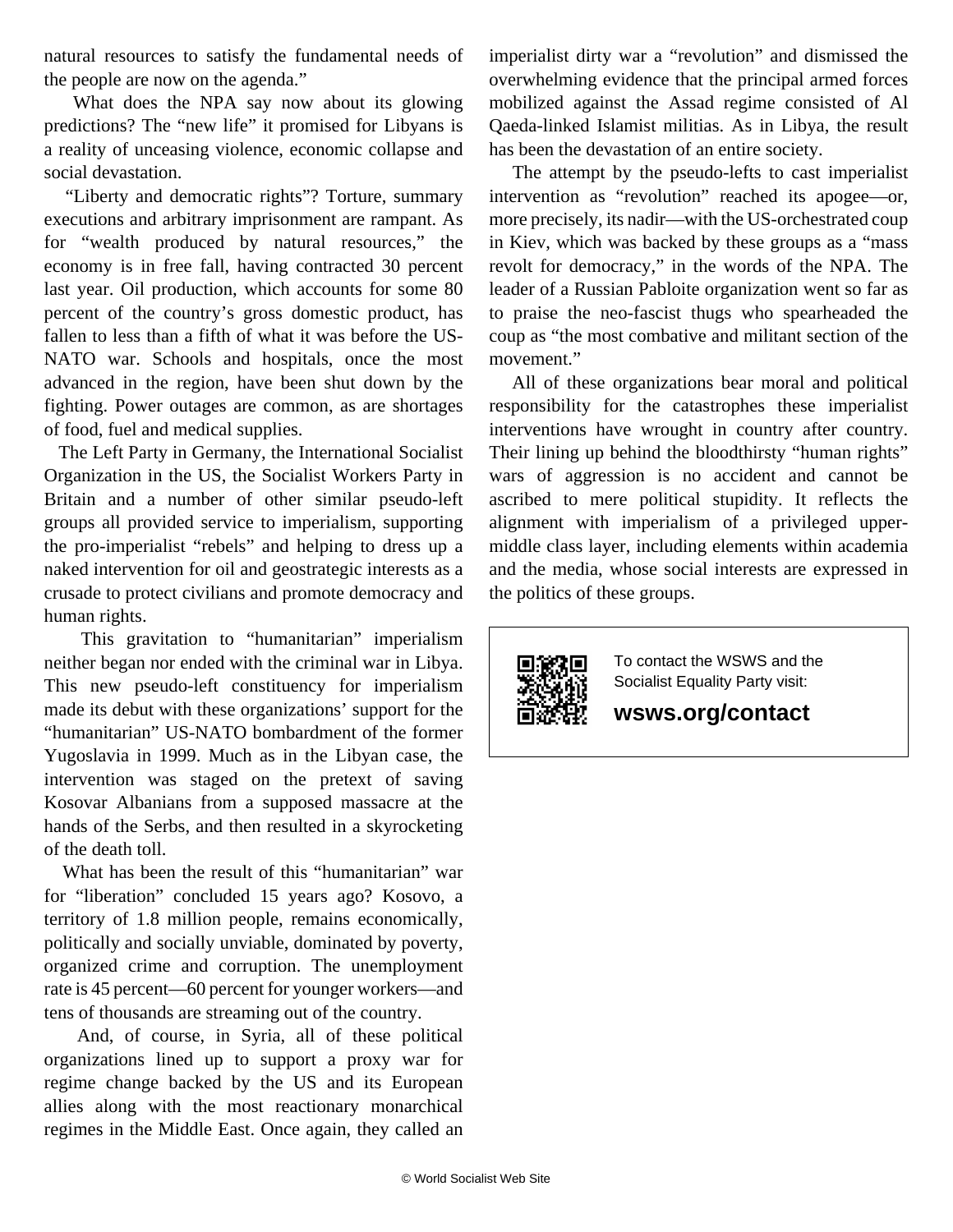natural resources to satisfy the fundamental needs of the people are now on the agenda."

What does the NPA say now about its glowing predictions? The "new life" it promised for Libyans is a reality of unceasing violence, economic collapse and social devastation.

"Liberty and democratic rights"? Torture, summary executions and arbitrary imprisonment are rampant. As for "wealth produced by natural resources," the economy is in free fall, having contracted 30 percent last year. Oil production, which accounts for some 80 percent of the country's gross domestic product, has fallen to less than a fifth of what it was before the US-NATO war. Schools and hospitals, once the most advanced in the region, have been shut down by the fighting. Power outages are common, as are shortages of food, fuel and medical supplies.

The Left Party in Germany, the International Socialist Organization in the US, the Socialist Workers Party in Britain and a number of other similar pseudo-left groups all provided service to imperialism, supporting the pro-imperialist "rebels" and helping to dress up a naked intervention for oil and geostrategic interests as a crusade to protect civilians and promote democracy and human rights.

This gravitation to "humanitarian" imperialism neither began nor ended with the criminal war in Libya. This new pseudo-left constituency for imperialism made its debut with these organizations' support for the "humanitarian" US-NATO bombardment of the former Yugoslavia in 1999. Much as in the Libyan case, the intervention was staged on the pretext of saving Kosovar Albanians from a supposed massacre at the hands of the Serbs, and then resulted in a skyrocketing of the death toll.

What has been the result of this "humanitarian" war for "liberation" concluded 15 years ago? Kosovo, a territory of 1.8 million people, remains economically, politically and socially unviable, dominated by poverty, organized crime and corruption. The unemployment rate is 45 percent—60 percent for younger workers—and tens of thousands are streaming out of the country.

And, of course, in Syria, all of these political organizations lined up to support a proxy war for regime change backed by the US and its European allies along with the most reactionary monarchical regimes in the Middle East. Once again, they called an imperialist dirty war a "revolution" and dismissed the overwhelming evidence that the principal armed forces mobilized against the Assad regime consisted of Al Qaeda-linked Islamist militias. As in Libya, the result has been the devastation of an entire society.

The attempt by the pseudo-lefts to cast imperialist intervention as "revolution" reached its apogee—or, more precisely, its nadir—with the US-orchestrated coup in Kiev, which was backed by these groups as a "mass revolt for democracy," in the words of the NPA. The leader of a Russian Pabloite organization went so far as to praise the neo-fascist thugs who spearheaded the coup as "the most combative and militant section of the movement."

All of these organizations bear moral and political responsibility for the catastrophes these imperialist interventions have wrought in country after country. Their lining up behind the bloodthirsty "human rights" wars of aggression is no accident and cannot be ascribed to mere political stupidity. It reflects the alignment with imperialism of a privileged upper-middle class layer, including elements within academia and the media, whose social interests are expressed in the politics of these groups.

To contact the WSWS and the Socialist Equality Party visit:

**wsws.org/contact**